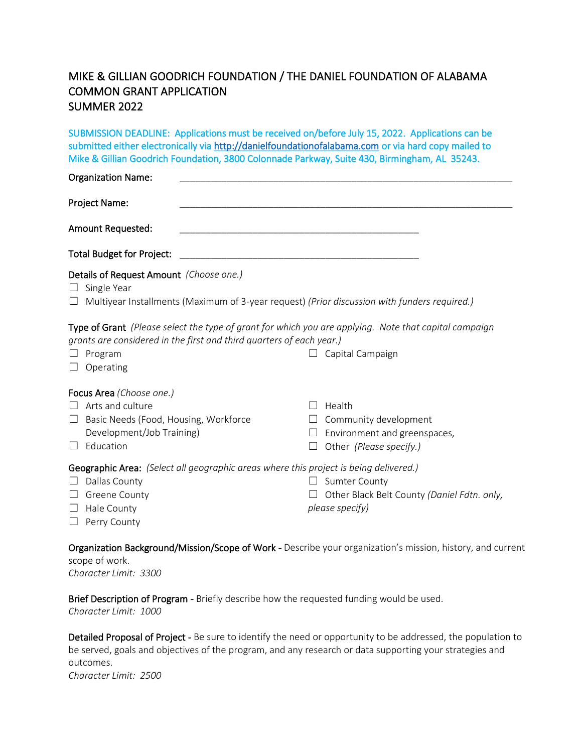# MIKE & GILLIAN GOODRICH FOUNDATION / THE DANIEL FOUNDATION OF ALABAMA
## COMMON GRANT APPLICATION
## SUMMER 2022

SUBMISSION DEADLINE: Applications must be received on/before July 15, 2022. Applications can be submitted either electronically via http://danielfoundationofalabama.com or via hard copy mailed to Mike & Gillian Goodrich Foundation, 3800 Colonnade Parkway, Suite 430, Birmingham, AL 35243.

**Organization Name:** ______________________________________________

**Project Name:** ______________________________________________

**Amount Requested:** ________________________________

**Total Budget for Project:** ________________________________

**Details of Request Amount** *(Choose one.)*

- ☐ Single Year
- ☐ Multiyear Installments (Maximum of 3-year request) *(Prior discussion with funders required.)*

**Type of Grant** *(Please select the type of grant for which you are applying. Note that capital campaign grants are considered in the first and third quarters of each year.)*

- ☐ Program
- ☐ Operating
- ☐ Capital Campaign

**Focus Area** *(Choose one.)*

- ☐ Arts and culture
- ☐ Basic Needs (Food, Housing, Workforce Development/Job Training)
- ☐ Education
- ☐ Health
- ☐ Community development
- ☐ Environment and greenspaces,
- ☐ Other *(Please specify.)*

**Geographic Area:** *(Select all geographic areas where this project is being delivered.)*

- ☐ Dallas County
- ☐ Greene County
- ☐ Hale County
- ☐ Perry County
- ☐ Sumter County
- ☐ Other Black Belt County *(Daniel Fdtn. only, please specify)*

**Organization Background/Mission/Scope of Work -** Describe your organization's mission, history, and current scope of work.
*Character Limit: 3300*

**Brief Description of Program -** Briefly describe how the requested funding would be used.
*Character Limit: 1000*

**Detailed Proposal of Project -** Be sure to identify the need or opportunity to be addressed, the population to be served, goals and objectives of the program, and any research or data supporting your strategies and outcomes.
*Character Limit: 2500*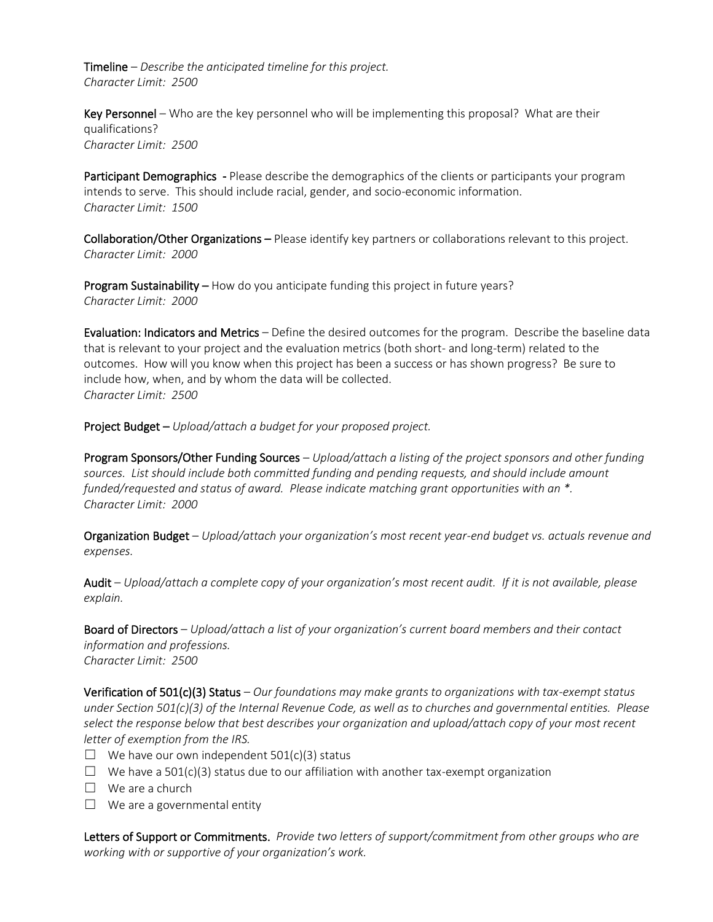**Timeline** – *Describe the anticipated timeline for this project.*
*Character Limit: 2500*

**Key Personnel** – Who are the key personnel who will be implementing this proposal? What are their qualifications?
*Character Limit: 2500*

**Participant Demographics** - Please describe the demographics of the clients or participants your program intends to serve. This should include racial, gender, and socio-economic information.
*Character Limit: 1500*

**Collaboration/Other Organizations –** Please identify key partners or collaborations relevant to this project.
*Character Limit: 2000*

**Program Sustainability –** How do you anticipate funding this project in future years?
*Character Limit: 2000*

**Evaluation: Indicators and Metrics** – Define the desired outcomes for the program. Describe the baseline data that is relevant to your project and the evaluation metrics (both short- and long-term) related to the outcomes. How will you know when this project has been a success or has shown progress? Be sure to include how, when, and by whom the data will be collected.
*Character Limit: 2500*

**Project Budget –** *Upload/attach a budget for your proposed project.*

**Program Sponsors/Other Funding Sources** – *Upload/attach a listing of the project sponsors and other funding sources. List should include both committed funding and pending requests, and should include amount funded/requested and status of award. Please indicate matching grant opportunities with an *.*
*Character Limit: 2000*

**Organization Budget** – *Upload/attach your organization's most recent year-end budget vs. actuals revenue and expenses.*

**Audit** – *Upload/attach a complete copy of your organization's most recent audit. If it is not available, please explain.*

**Board of Directors** – *Upload/attach a list of your organization's current board members and their contact information and professions.*
*Character Limit: 2500*

**Verification of 501(c)(3) Status** – *Our foundations may make grants to organizations with tax-exempt status under Section 501(c)(3) of the Internal Revenue Code, as well as to churches and governmental entities. Please select the response below that best describes your organization and upload/attach copy of your most recent letter of exemption from the IRS.*

- ☐ We have our own independent 501(c)(3) status
- ☐ We have a 501(c)(3) status due to our affiliation with another tax-exempt organization
- ☐ We are a church
- ☐ We are a governmental entity

**Letters of Support or Commitments.** *Provide two letters of support/commitment from other groups who are working with or supportive of your organization's work.*